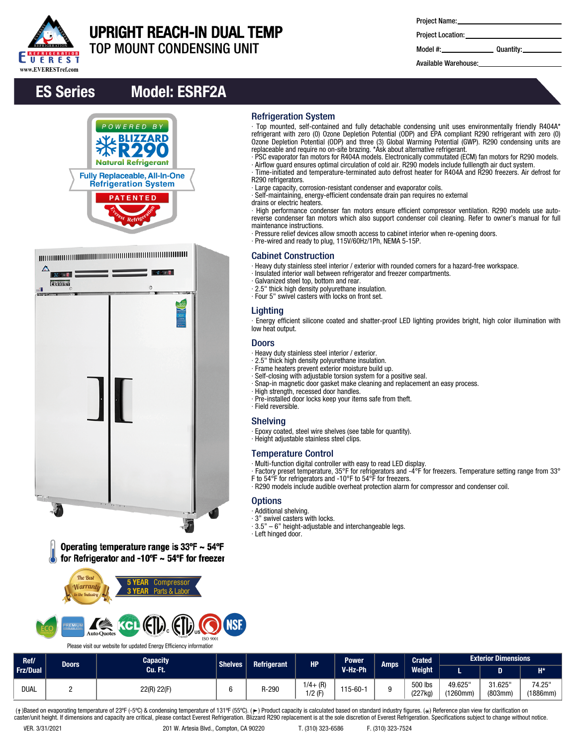# UPRIGHT REACH-IN DUAL TEMP
## TOP MOUNT CONDENSING UNIT

Project Name:

Project Location:

Model #: Quantity:

Available Warehouse:

## ES Series Model: ESRF2A

POWERED BY BLIZZARD R290 Natural Refrigerant

Fully Replaceable, All-In-One Refrigeration System

PATENTED

Operating temperature range is 33ºF ~ 54ºF for Refrigerator and -10ºF ~ 54ºF for freezer

The Best Warranty in the Industry — 5 YEAR Compressor, 3 YEAR Parts & Labor

Please visit our website for updated Energy Efficiency information

### Refrigeration System

- Top mounted, self-contained and fully detachable condensing unit uses environmentally friendly R404A* refrigerant with zero (0) Ozone Depletion Potential (ODP) and EPA compliant R290 refrigerant with zero (0) Ozone Depletion Potential (ODP) and three (3) Global Warming Potential (GWP). R290 condensing units are replaceable and require no on-site brazing. *Ask about alternative refrigerant.
- PSC evaporator fan motors for R404A models. Electronically commutated (ECM) fan motors for R290 models.
- Airflow guard ensures optimal circulation of cold air. R290 models include fulllength air duct system.
- Time-initiated and temperature-terminated auto defrost heater for R404A and R290 freezers. Air defrost for R290 refrigerators.
- Large capacity, corrosion-resistant condenser and evaporator coils.
- Self-maintaining, energy-efficient condensate drain pan requires no external drains or electric heaters.
- High performance condenser fan motors ensure efficient compressor ventilation. R290 models use auto-reverse condenser fan motors which also support condenser coil cleaning. Refer to owner's manual for full maintenance instructions.
- Pressure relief devices allow smooth access to cabinet interior when re-opening doors.
- Pre-wired and ready to plug, 115V/60Hz/1Ph, NEMA 5-15P.

### Cabinet Construction

- Heavy duty stainless steel interior / exterior with rounded corners for a hazard-free workspace.
- Insulated interior wall between refrigerator and freezer compartments.
- Galvanized steel top, bottom and rear.
- 2.5" thick high density polyurethane insulation.
- Four 5" swivel casters with locks on front set.

### Lighting

- Energy efficient silicone coated and shatter-proof LED lighting provides bright, high color illumination with low heat output.

### Doors

- Heavy duty stainless steel interior / exterior.
- 2.5" thick high density polyurethane insulation.
- Frame heaters prevent exterior moisture build up.
- Self-closing with adjustable torsion system for a positive seal.
- Snap-in magnetic door gasket make cleaning and replacement an easy process.
- High strength, recessed door handles.
- Pre-installed door locks keep your items safe from theft.
- Field reversible.

### Shelving

- Epoxy coated, steel wire shelves (see table for quantity).
- Height adjustable stainless steel clips.

### Temperature Control

- Multi-function digital controller with easy to read LED display.
- Factory preset temperature, 35°F for refrigerators and -4°F for freezers. Temperature setting range from 33° F to 54°F for refrigerators and -10°F to 54°F for freezers.
- R290 models include audible overheat protection alarm for compressor and condenser coil.

### Options

- Additional shelving.
- 3" swivel casters with locks.
- 3.5" – 6" height-adjustable and interchangeable legs.
- Left hinged door.

| Ref/ Frz/Dual | Doors | Capacity Cu. Ft. | Shelves | Refrigerant | HP | Power V-Hz-Ph | Amps | Crated Weight | Exterior Dimensions | | |
|---|---|---|---|---|---|---|---|---|---|---|---|
| | | | | | | | | | L | D | H* |
| DUAL | 2 | 22(R) 22(F) | 6 | R-290 | 1/4+ (R) 1/2 (F) | 115-60-1 | 9 | 500 lbs (227kg) | 49.625" (1260mm) | 31.625" (803mm) | 74.25" (1886mm) |

(†)Based on evaporating temperature of 23ºF (-5ºC) & condensing temperature of 131ºF (55ºC). (►) Product capacity is calculated based on standard industry figures. (*) Reference plan view for clarification on caster/unit height. If dimensions and capacity are critical, please contact Everest Refrigeration. Blizzard R290 replacement is at the sole discretion of Everest Refrigeration. Specifications subject to change without notice.

VER. 3/31/2021 201 W. Artesia Blvd., Compton, CA 90220 T. (310) 323-6586 F. (310) 323-7524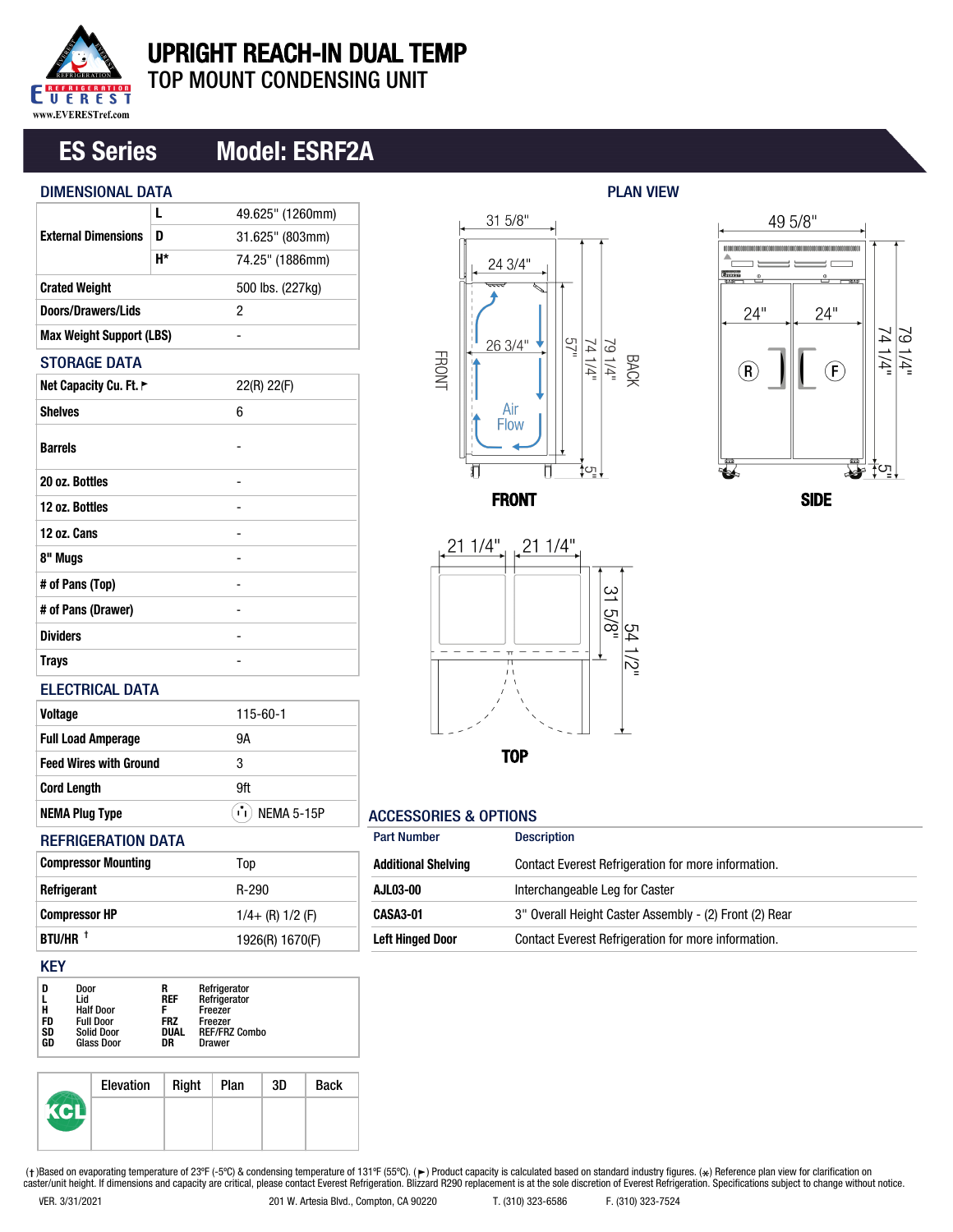# UPRIGHT REACH-IN DUAL TEMP

TOP MOUNT CONDENSING UNIT

## ES Series Model: ESRF2A

### DIMENSIONAL DATA

| | | |
|---|---|---|
| External Dimensions | L | 49.625" (1260mm) |
| | D | 31.625" (803mm) |
| | H* | 74.25" (1886mm) |
| Crated Weight | | 500 lbs. (227kg) |
| Doors/Drawers/Lids | | 2 |
| Max Weight Support (LBS) | | - |

### STORAGE DATA

| | |
|---|---|
| Net Capacity Cu. Ft. ► | 22(R) 22(F) |
| Shelves | 6 |
| Barrels | - |
| 20 oz. Bottles | - |
| 12 oz. Bottles | - |
| 12 oz. Cans | - |
| 8" Mugs | - |
| # of Pans (Top) | - |
| # of Pans (Drawer) | - |
| Dividers | - |
| Trays | - |

### ELECTRICAL DATA

| | |
|---|---|
| Voltage | 115-60-1 |
| Full Load Amperage | 9A |
| Feed Wires with Ground | 3 |
| Cord Length | 9ft |
| NEMA Plug Type | NEMA 5-15P |

### REFRIGERATION DATA

| | |
|---|---|
| Compressor Mounting | Top |
| Refrigerant | R-290 |
| Compressor HP | 1/4+ (R) 1/2 (F) |
| BTU/HR † | 1926(R) 1670(F) |

### KEY

| | | | |
|---|---|---|---|
| D | Door | R | Refrigerator |
| L | Lid | REF | Refrigerator |
| H | Half Door | F | Freezer |
| FD | Full Door | FRZ | Freezer |
| SD | Solid Door | DUAL | REF/FRZ Combo |
| GD | Glass Door | DR | Drawer |

| KCL | Elevation | Right | Plan | 3D | Back |
|---|---|---|---|---|---|
| | | | | | |

### PLAN VIEW

FRONT

31 5/8"
24 3/4"
26 3/4"
57"
74 1/4"
79 1/4"
5"
Air Flow
BACK
FRONT

SIDE

49 5/8"
24"
24"
R
F
74 1/4"
79 1/4"
5"

TOP

21 1/4"
21 1/4"
31 5/8"
54 1/2"

### ACCESSORIES & OPTIONS

| Part Number | Description |
|---|---|
| Additional Shelving | Contact Everest Refrigeration for more information. |
| AJL03-00 | Interchangeable Leg for Caster |
| CASA3-01 | 3" Overall Height Caster Assembly - (2) Front (2) Rear |
| Left Hinged Door | Contact Everest Refrigeration for more information. |

(†)Based on evaporating temperature of 23℉ (-5℃) & condensing temperature of 131℉ (55℃). (►) Product capacity is calculated based on standard industry figures. (*) Reference plan view for clarification on caster/unit height. If dimensions and capacity are critical, please contact Everest Refrigeration. Blizzard R290 replacement is at the sole discretion of Everest Refrigeration. Specifications subject to change without notice.

VER. 3/31/2021 201 W. Artesia Blvd., Compton, CA 90220 T. (310) 323-6586 F. (310) 323-7524